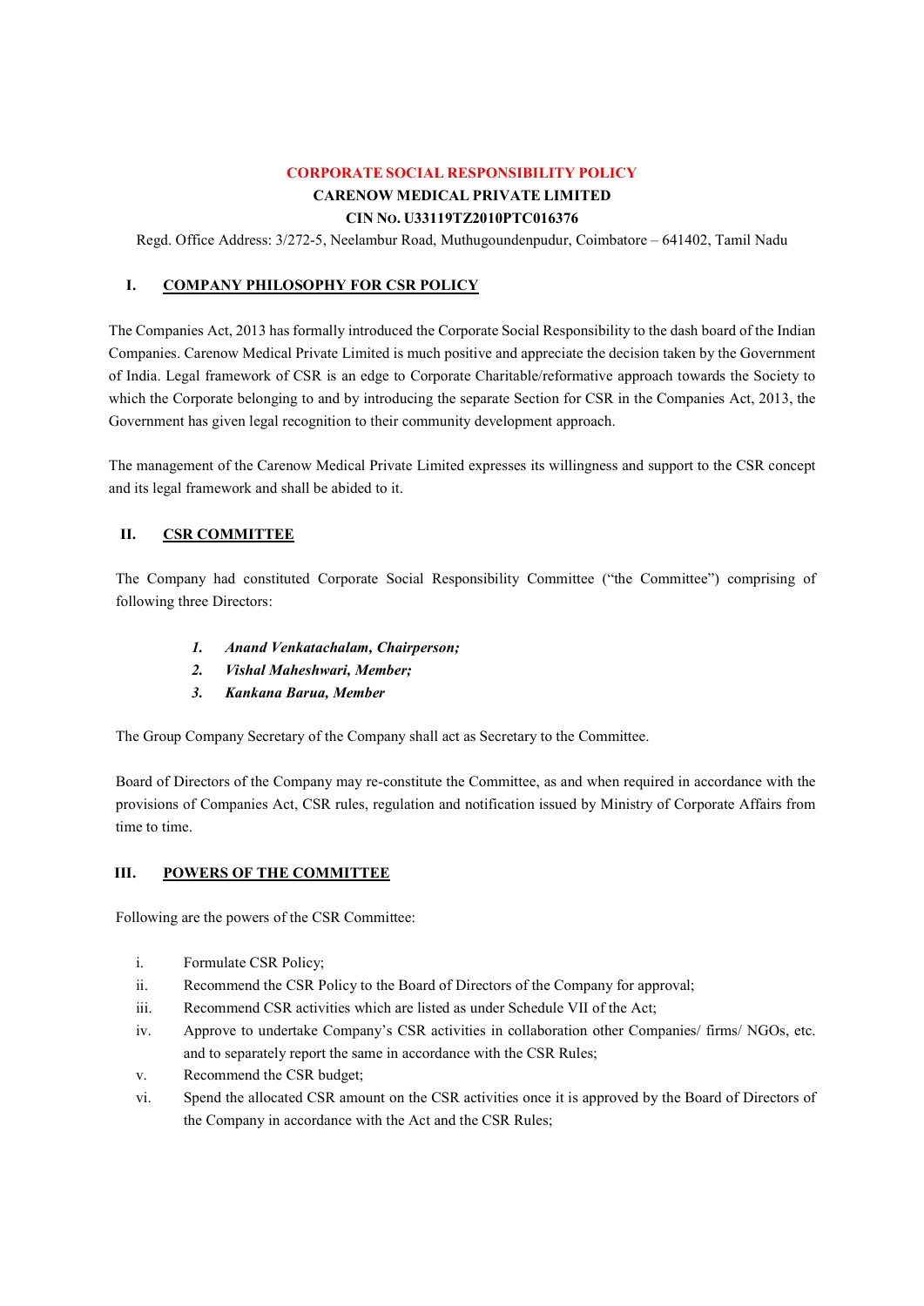# CORPORATE SOCIAL RESPONSIBILITY POLICY

**CARENOW MEDICAL PRIVATE LIMITED**

**CIN No. U33119TZ2010PTC016376**

Regd. Office Address: 3/272-5, Neelambur Road, Muthugoundenpudur, Coimbatore – 641402, Tamil Nadu

## I. COMPANY PHILOSOPHY FOR CSR POLICY

The Companies Act, 2013 has formally introduced the Corporate Social Responsibility to the dash board of the Indian Companies. Carenow Medical Private Limited is much positive and appreciate the decision taken by the Government of India. Legal framework of CSR is an edge to Corporate Charitable/reformative approach towards the Society to which the Corporate belonging to and by introducing the separate Section for CSR in the Companies Act, 2013, the Government has given legal recognition to their community development approach.

The management of the Carenow Medical Private Limited expresses its willingness and support to the CSR concept and its legal framework and shall be abided to it.

## II. CSR COMMITTEE

The Company had constituted Corporate Social Responsibility Committee ("the Committee") comprising of following three Directors:

1. ***Anand Venkatachalam, Chairperson;***
2. ***Vishal Maheshwari, Member;***
3. ***Kankana Barua, Member***

The Group Company Secretary of the Company shall act as Secretary to the Committee.

Board of Directors of the Company may re-constitute the Committee, as and when required in accordance with the provisions of Companies Act, CSR rules, regulation and notification issued by Ministry of Corporate Affairs from time to time.

## III. POWERS OF THE COMMITTEE

Following are the powers of the CSR Committee:

i. Formulate CSR Policy;
ii. Recommend the CSR Policy to the Board of Directors of the Company for approval;
iii. Recommend CSR activities which are listed as under Schedule VII of the Act;
iv. Approve to undertake Company's CSR activities in collaboration other Companies/ firms/ NGOs, etc. and to separately report the same in accordance with the CSR Rules;
v. Recommend the CSR budget;
vi. Spend the allocated CSR amount on the CSR activities once it is approved by the Board of Directors of the Company in accordance with the Act and the CSR Rules;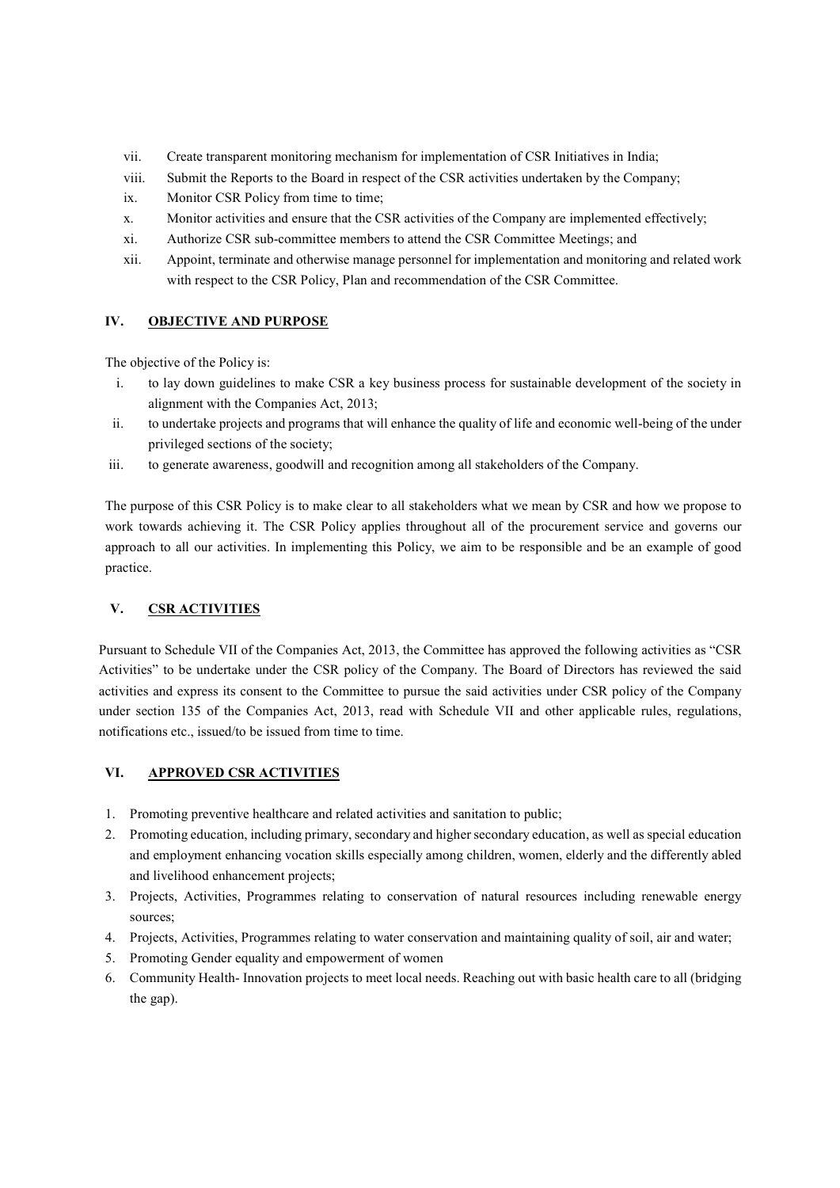vii. Create transparent monitoring mechanism for implementation of CSR Initiatives in India;

viii. Submit the Reports to the Board in respect of the CSR activities undertaken by the Company;

ix. Monitor CSR Policy from time to time;

x. Monitor activities and ensure that the CSR activities of the Company are implemented effectively;

xi. Authorize CSR sub-committee members to attend the CSR Committee Meetings; and

xii. Appoint, terminate and otherwise manage personnel for implementation and monitoring and related work with respect to the CSR Policy, Plan and recommendation of the CSR Committee.

## IV. OBJECTIVE AND PURPOSE

The objective of the Policy is:

i. to lay down guidelines to make CSR a key business process for sustainable development of the society in alignment with the Companies Act, 2013;

ii. to undertake projects and programs that will enhance the quality of life and economic well-being of the under privileged sections of the society;

iii. to generate awareness, goodwill and recognition among all stakeholders of the Company.

The purpose of this CSR Policy is to make clear to all stakeholders what we mean by CSR and how we propose to work towards achieving it. The CSR Policy applies throughout all of the procurement service and governs our approach to all our activities. In implementing this Policy, we aim to be responsible and be an example of good practice.

## V. CSR ACTIVITIES

Pursuant to Schedule VII of the Companies Act, 2013, the Committee has approved the following activities as "CSR Activities" to be undertake under the CSR policy of the Company. The Board of Directors has reviewed the said activities and express its consent to the Committee to pursue the said activities under CSR policy of the Company under section 135 of the Companies Act, 2013, read with Schedule VII and other applicable rules, regulations, notifications etc., issued/to be issued from time to time.

## VI. APPROVED CSR ACTIVITIES

1. Promoting preventive healthcare and related activities and sanitation to public;
2. Promoting education, including primary, secondary and higher secondary education, as well as special education and employment enhancing vocation skills especially among children, women, elderly and the differently abled and livelihood enhancement projects;
3. Projects, Activities, Programmes relating to conservation of natural resources including renewable energy sources;
4. Projects, Activities, Programmes relating to water conservation and maintaining quality of soil, air and water;
5. Promoting Gender equality and empowerment of women
6. Community Health- Innovation projects to meet local needs. Reaching out with basic health care to all (bridging the gap).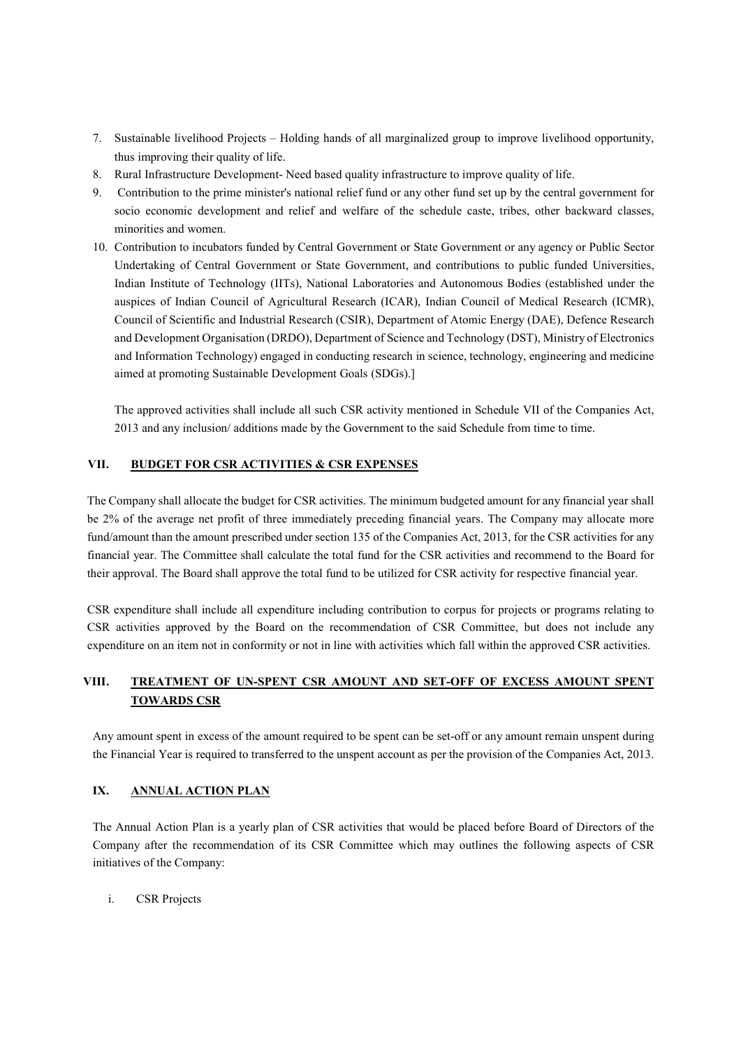7. Sustainable livelihood Projects – Holding hands of all marginalized group to improve livelihood opportunity, thus improving their quality of life.
8. Rural Infrastructure Development- Need based quality infrastructure to improve quality of life.
9. Contribution to the prime minister's national relief fund or any other fund set up by the central government for socio economic development and relief and welfare of the schedule caste, tribes, other backward classes, minorities and women.
10. Contribution to incubators funded by Central Government or State Government or any agency or Public Sector Undertaking of Central Government or State Government, and contributions to public funded Universities, Indian Institute of Technology (IITs), National Laboratories and Autonomous Bodies (established under the auspices of Indian Council of Agricultural Research (ICAR), Indian Council of Medical Research (ICMR), Council of Scientific and Industrial Research (CSIR), Department of Atomic Energy (DAE), Defence Research and Development Organisation (DRDO), Department of Science and Technology (DST), Ministry of Electronics and Information Technology) engaged in conducting research in science, technology, engineering and medicine aimed at promoting Sustainable Development Goals (SDGs).]

    The approved activities shall include all such CSR activity mentioned in Schedule VII of the Companies Act, 2013 and any inclusion/ additions made by the Government to the said Schedule from time to time.

## VII. BUDGET FOR CSR ACTIVITIES & CSR EXPENSES

The Company shall allocate the budget for CSR activities. The minimum budgeted amount for any financial year shall be 2% of the average net profit of three immediately preceding financial years. The Company may allocate more fund/amount than the amount prescribed under section 135 of the Companies Act, 2013, for the CSR activities for any financial year. The Committee shall calculate the total fund for the CSR activities and recommend to the Board for their approval. The Board shall approve the total fund to be utilized for CSR activity for respective financial year.

CSR expenditure shall include all expenditure including contribution to corpus for projects or programs relating to CSR activities approved by the Board on the recommendation of CSR Committee, but does not include any expenditure on an item not in conformity or not in line with activities which fall within the approved CSR activities.

## VIII. TREATMENT OF UN-SPENT CSR AMOUNT AND SET-OFF OF EXCESS AMOUNT SPENT TOWARDS CSR

Any amount spent in excess of the amount required to be spent can be set-off or any amount remain unspent during the Financial Year is required to transferred to the unspent account as per the provision of the Companies Act, 2013.

## IX. ANNUAL ACTION PLAN

The Annual Action Plan is a yearly plan of CSR activities that would be placed before Board of Directors of the Company after the recommendation of its CSR Committee which may outlines the following aspects of CSR initiatives of the Company:

i. CSR Projects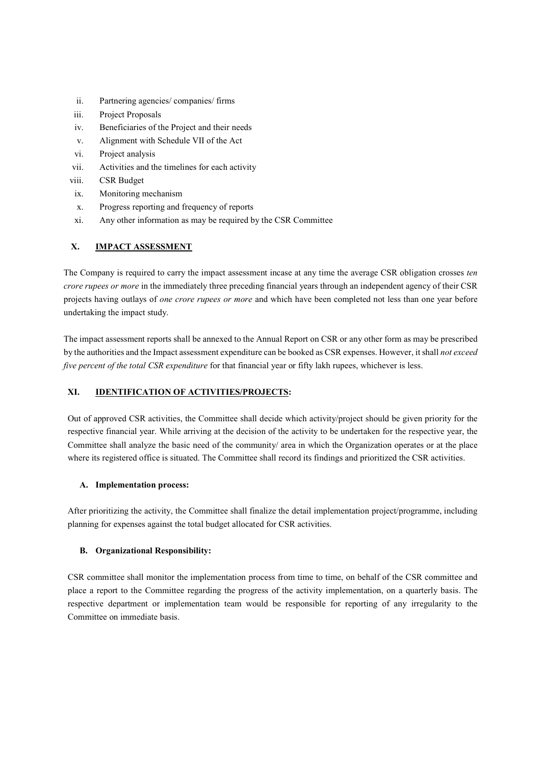ii. Partnering agencies/ companies/ firms
iii. Project Proposals
iv. Beneficiaries of the Project and their needs
v. Alignment with Schedule VII of the Act
vi. Project analysis
vii. Activities and the timelines for each activity
viii. CSR Budget
ix. Monitoring mechanism
x. Progress reporting and frequency of reports
xi. Any other information as may be required by the CSR Committee

## X. IMPACT ASSESSMENT

The Company is required to carry the impact assessment incase at any time the average CSR obligation crosses *ten crore rupees or more* in the immediately three preceding financial years through an independent agency of their CSR projects having outlays of *one crore rupees or more* and which have been completed not less than one year before undertaking the impact study.

The impact assessment reports shall be annexed to the Annual Report on CSR or any other form as may be prescribed by the authorities and the Impact assessment expenditure can be booked as CSR expenses. However, it shall *not exceed five percent of the total CSR expenditure* for that financial year or fifty lakh rupees, whichever is less.

## XI. IDENTIFICATION OF ACTIVITIES/PROJECTS:

Out of approved CSR activities, the Committee shall decide which activity/project should be given priority for the respective financial year. While arriving at the decision of the activity to be undertaken for the respective year, the Committee shall analyze the basic need of the community/ area in which the Organization operates or at the place where its registered office is situated. The Committee shall record its findings and prioritized the CSR activities.

### A. Implementation process:

After prioritizing the activity, the Committee shall finalize the detail implementation project/programme, including planning for expenses against the total budget allocated for CSR activities.

### B. Organizational Responsibility:

CSR committee shall monitor the implementation process from time to time, on behalf of the CSR committee and place a report to the Committee regarding the progress of the activity implementation, on a quarterly basis. The respective department or implementation team would be responsible for reporting of any irregularity to the Committee on immediate basis.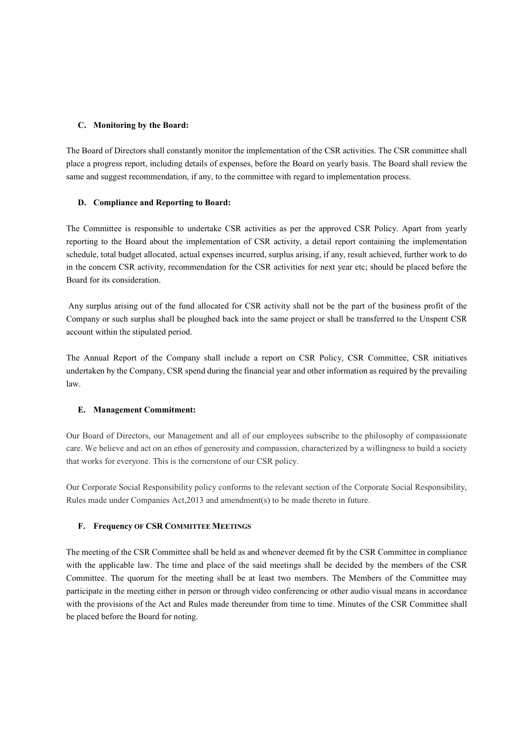### C. Monitoring by the Board:

The Board of Directors shall constantly monitor the implementation of the CSR activities. The CSR committee shall place a progress report, including details of expenses, before the Board on yearly basis. The Board shall review the same and suggest recommendation, if any, to the committee with regard to implementation process.

### D. Compliance and Reporting to Board:

The Committee is responsible to undertake CSR activities as per the approved CSR Policy. Apart from yearly reporting to the Board about the implementation of CSR activity, a detail report containing the implementation schedule, total budget allocated, actual expenses incurred, surplus arising, if any, result achieved, further work to do in the concern CSR activity, recommendation for the CSR activities for next year etc; should be placed before the Board for its consideration.

Any surplus arising out of the fund allocated for CSR activity shall not be the part of the business profit of the Company or such surplus shall be ploughed back into the same project or shall be transferred to the Unspent CSR account within the stipulated period.

The Annual Report of the Company shall include a report on CSR Policy, CSR Committee, CSR initiatives undertaken by the Company, CSR spend during the financial year and other information as required by the prevailing law.

### E. Management Commitment:

Our Board of Directors, our Management and all of our employees subscribe to the philosophy of compassionate care. We believe and act on an ethos of generosity and compassion, characterized by a willingness to build a society that works for everyone. This is the cornerstone of our CSR policy.

Our Corporate Social Responsibility policy conforms to the relevant section of the Corporate Social Responsibility, Rules made under Companies Act,2013 and amendment(s) to be made thereto in future.

### F. Frequency OF CSR COMMITTEE MEETINGS

The meeting of the CSR Committee shall be held as and whenever deemed fit by the CSR Committee in compliance with the applicable law. The time and place of the said meetings shall be decided by the members of the CSR Committee. The quorum for the meeting shall be at least two members. The Members of the Committee may participate in the meeting either in person or through video conferencing or other audio visual means in accordance with the provisions of the Act and Rules made thereunder from time to time. Minutes of the CSR Committee shall be placed before the Board for noting.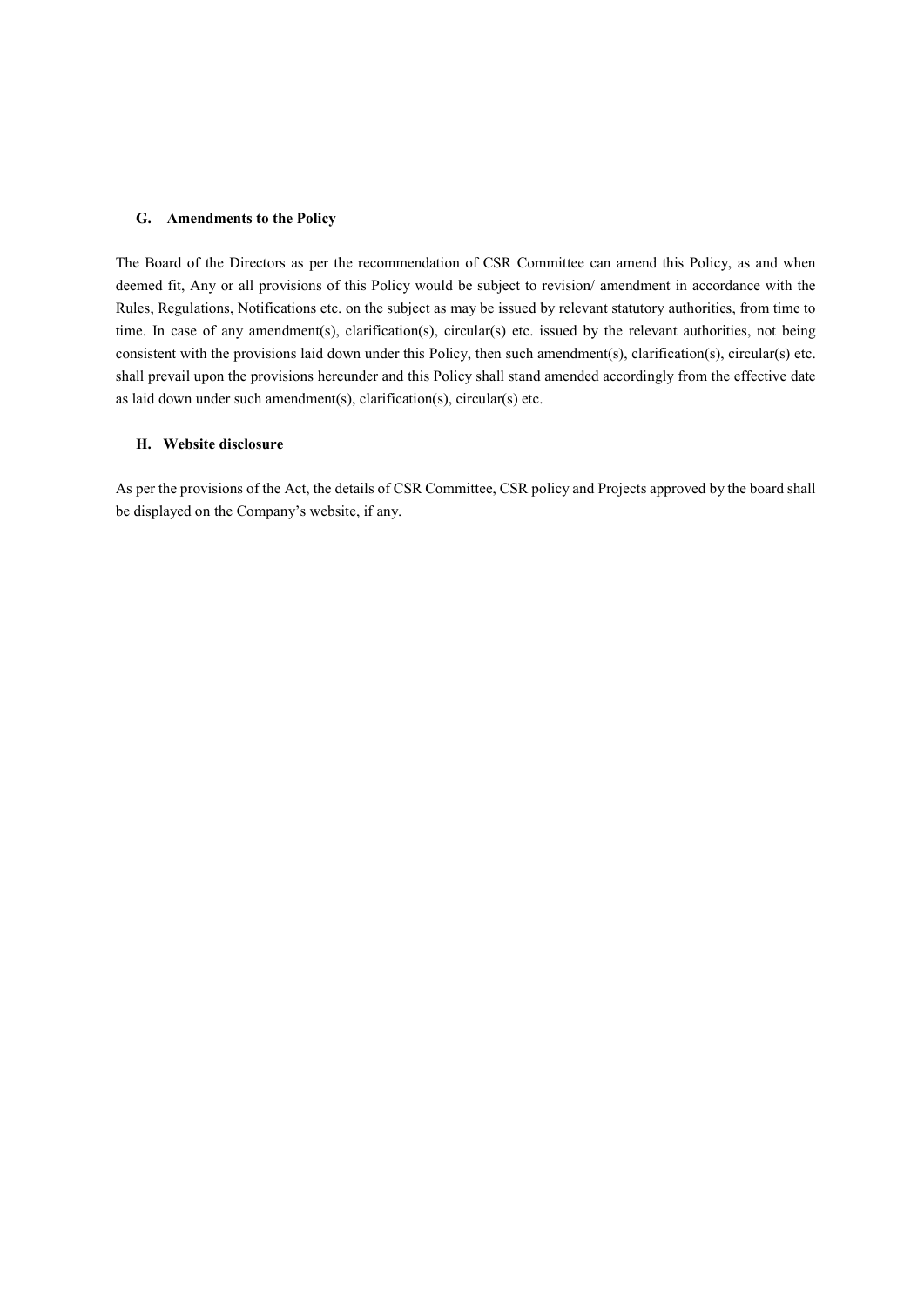### G. Amendments to the Policy

The Board of the Directors as per the recommendation of CSR Committee can amend this Policy, as and when deemed fit, Any or all provisions of this Policy would be subject to revision/ amendment in accordance with the Rules, Regulations, Notifications etc. on the subject as may be issued by relevant statutory authorities, from time to time. In case of any amendment(s), clarification(s), circular(s) etc. issued by the relevant authorities, not being consistent with the provisions laid down under this Policy, then such amendment(s), clarification(s), circular(s) etc. shall prevail upon the provisions hereunder and this Policy shall stand amended accordingly from the effective date as laid down under such amendment(s), clarification(s), circular(s) etc.

### H. Website disclosure

As per the provisions of the Act, the details of CSR Committee, CSR policy and Projects approved by the board shall be displayed on the Company's website, if any.